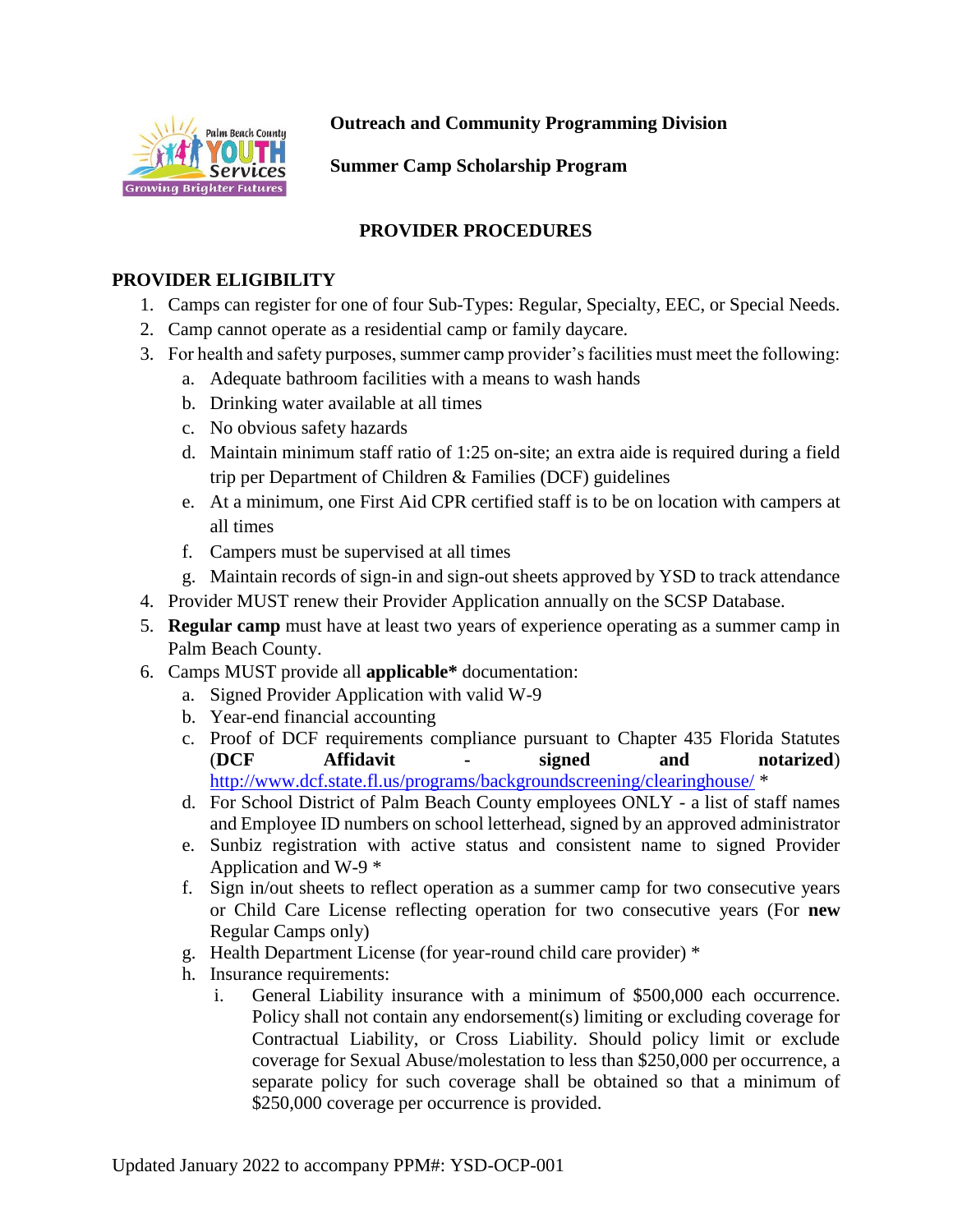**Outreach and Community Programming Division**

**Summer Camp Scholarship Program**

## PROVIDER PROCEDURES

### PROVIDER ELIGIBILITY

1. Camps can register for one of four Sub-Types: Regular, Specialty, EEC, or Special Needs.
2. Camp cannot operate as a residential camp or family daycare.
3. For health and safety purposes, summer camp provider's facilities must meet the following:
   a. Adequate bathroom facilities with a means to wash hands
   b. Drinking water available at all times
   c. No obvious safety hazards
   d. Maintain minimum staff ratio of 1:25 on-site; an extra aide is required during a field trip per Department of Children & Families (DCF) guidelines
   e. At a minimum, one First Aid CPR certified staff is to be on location with campers at all times
   f. Campers must be supervised at all times
   g. Maintain records of sign-in and sign-out sheets approved by YSD to track attendance
4. Provider MUST renew their Provider Application annually on the SCSP Database.
5. **Regular camp** must have at least two years of experience operating as a summer camp in Palm Beach County.
6. Camps MUST provide all **applicable*** documentation:
   a. Signed Provider Application with valid W-9
   b. Year-end financial accounting
   c. Proof of DCF requirements compliance pursuant to Chapter 435 Florida Statutes (**DCF Affidavit - signed and notarized**) http://www.dcf.state.fl.us/programs/backgroundscreening/clearinghouse/ *
   d. For School District of Palm Beach County employees ONLY - a list of staff names and Employee ID numbers on school letterhead, signed by an approved administrator
   e. Sunbiz registration with active status and consistent name to signed Provider Application and W-9 *
   f. Sign in/out sheets to reflect operation as a summer camp for two consecutive years or Child Care License reflecting operation for two consecutive years (For **new** Regular Camps only)
   g. Health Department License (for year-round child care provider) *
   h. Insurance requirements:
      i. General Liability insurance with a minimum of $500,000 each occurrence. Policy shall not contain any endorsement(s) limiting or excluding coverage for Contractual Liability, or Cross Liability. Should policy limit or exclude coverage for Sexual Abuse/molestation to less than $250,000 per occurrence, a separate policy for such coverage shall be obtained so that a minimum of $250,000 coverage per occurrence is provided.

Updated January 2022 to accompany PPM#: YSD-OCP-001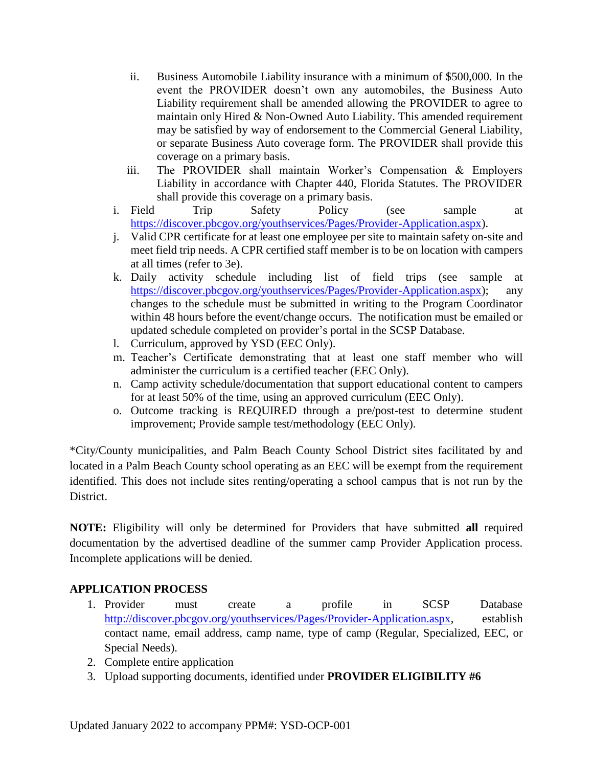ii. Business Automobile Liability insurance with a minimum of $500,000. In the event the PROVIDER doesn't own any automobiles, the Business Auto Liability requirement shall be amended allowing the PROVIDER to agree to maintain only Hired & Non-Owned Auto Liability. This amended requirement may be satisfied by way of endorsement to the Commercial General Liability, or separate Business Auto coverage form. The PROVIDER shall provide this coverage on a primary basis.

   iii. The PROVIDER shall maintain Worker's Compensation & Employers Liability in accordance with Chapter 440, Florida Statutes. The PROVIDER shall provide this coverage on a primary basis.

i. Field Trip Safety Policy (see sample at https://discover.pbcgov.org/youthservices/Pages/Provider-Application.aspx).

j. Valid CPR certificate for at least one employee per site to maintain safety on-site and meet field trip needs. A CPR certified staff member is to be on location with campers at all times (refer to 3e).

k. Daily activity schedule including list of field trips (see sample at https://discover.pbcgov.org/youthservices/Pages/Provider-Application.aspx); any changes to the schedule must be submitted in writing to the Program Coordinator within 48 hours before the event/change occurs. The notification must be emailed or updated schedule completed on provider's portal in the SCSP Database.

l. Curriculum, approved by YSD (EEC Only).

m. Teacher's Certificate demonstrating that at least one staff member who will administer the curriculum is a certified teacher (EEC Only).

n. Camp activity schedule/documentation that support educational content to campers for at least 50% of the time, using an approved curriculum (EEC Only).

o. Outcome tracking is REQUIRED through a pre/post-test to determine student improvement; Provide sample test/methodology (EEC Only).

*City/County municipalities, and Palm Beach County School District sites facilitated by and located in a Palm Beach County school operating as an EEC will be exempt from the requirement identified. This does not include sites renting/operating a school campus that is not run by the District.

**NOTE:** Eligibility will only be determined for Providers that have submitted **all** required documentation by the advertised deadline of the summer camp Provider Application process. Incomplete applications will be denied.

## APPLICATION PROCESS

1. Provider must create a profile in SCSP Database http://discover.pbcgov.org/youthservices/Pages/Provider-Application.aspx, establish contact name, email address, camp name, type of camp (Regular, Specialized, EEC, or Special Needs).
2. Complete entire application
3. Upload supporting documents, identified under **PROVIDER ELIGIBILITY #6**

Updated January 2022 to accompany PPM#: YSD-OCP-001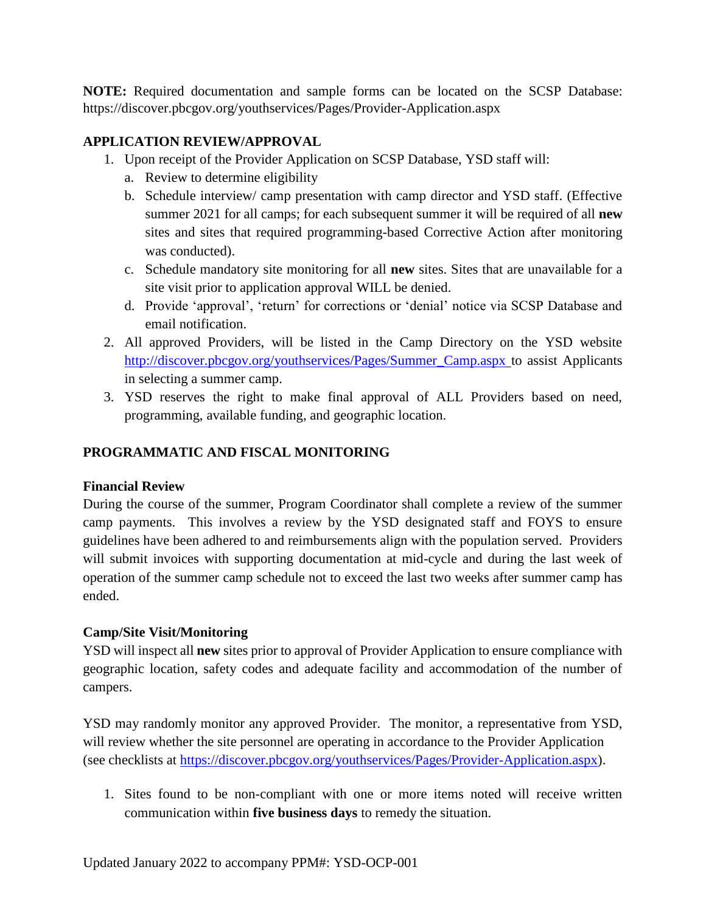**NOTE:** Required documentation and sample forms can be located on the SCSP Database: https://discover.pbcgov.org/youthservices/Pages/Provider-Application.aspx

## APPLICATION REVIEW/APPROVAL

1. Upon receipt of the Provider Application on SCSP Database, YSD staff will:
   a. Review to determine eligibility
   b. Schedule interview/ camp presentation with camp director and YSD staff. (Effective summer 2021 for all camps; for each subsequent summer it will be required of all **new** sites and sites that required programming-based Corrective Action after monitoring was conducted).
   c. Schedule mandatory site monitoring for all **new** sites. Sites that are unavailable for a site visit prior to application approval WILL be denied.
   d. Provide 'approval', 'return' for corrections or 'denial' notice via SCSP Database and email notification.
2. All approved Providers, will be listed in the Camp Directory on the YSD website http://discover.pbcgov.org/youthservices/Pages/Summer_Camp.aspx to assist Applicants in selecting a summer camp.
3. YSD reserves the right to make final approval of ALL Providers based on need, programming, available funding, and geographic location.

## PROGRAMMATIC AND FISCAL MONITORING

### Financial Review

During the course of the summer, Program Coordinator shall complete a review of the summer camp payments. This involves a review by the YSD designated staff and FOYS to ensure guidelines have been adhered to and reimbursements align with the population served. Providers will submit invoices with supporting documentation at mid-cycle and during the last week of operation of the summer camp schedule not to exceed the last two weeks after summer camp has ended.

### Camp/Site Visit/Monitoring

YSD will inspect all **new** sites prior to approval of Provider Application to ensure compliance with geographic location, safety codes and adequate facility and accommodation of the number of campers.

YSD may randomly monitor any approved Provider. The monitor, a representative from YSD, will review whether the site personnel are operating in accordance to the Provider Application (see checklists at https://discover.pbcgov.org/youthservices/Pages/Provider-Application.aspx).

1. Sites found to be non-compliant with one or more items noted will receive written communication within **five business days** to remedy the situation.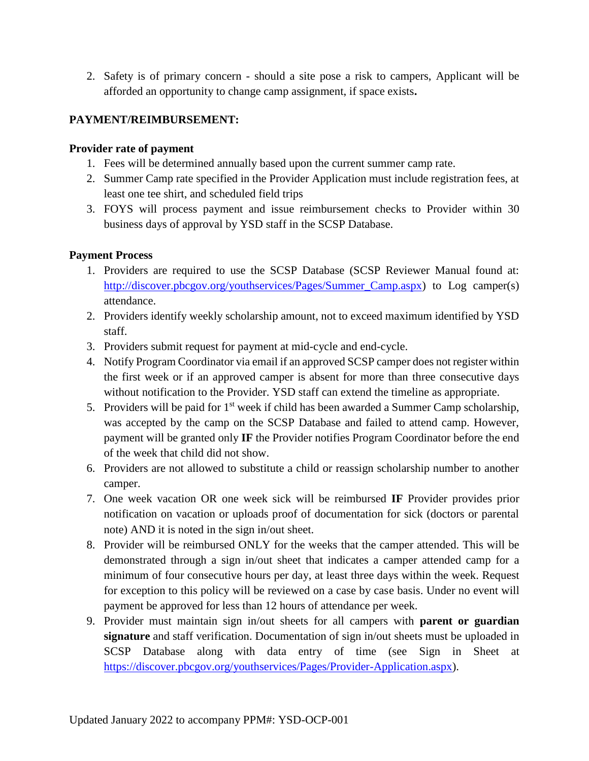2. Safety is of primary concern - should a site pose a risk to campers, Applicant will be afforded an opportunity to change camp assignment, if space exists**.**

**PAYMENT/REIMBURSEMENT:**

**Provider rate of payment**

1. Fees will be determined annually based upon the current summer camp rate.
2. Summer Camp rate specified in the Provider Application must include registration fees, at least one tee shirt, and scheduled field trips
3. FOYS will process payment and issue reimbursement checks to Provider within 30 business days of approval by YSD staff in the SCSP Database.

**Payment Process**

1. Providers are required to use the SCSP Database (SCSP Reviewer Manual found at: [http://discover.pbcgov.org/youthservices/Pages/Summer_Camp.aspx](http://discover.pbcgov.org/youthservices/Pages/Summer_Camp.aspx)) to Log camper(s) attendance.
2. Providers identify weekly scholarship amount, not to exceed maximum identified by YSD staff.
3. Providers submit request for payment at mid-cycle and end-cycle.
4. Notify Program Coordinator via email if an approved SCSP camper does not register within the first week or if an approved camper is absent for more than three consecutive days without notification to the Provider. YSD staff can extend the timeline as appropriate.
5. Providers will be paid for 1st week if child has been awarded a Summer Camp scholarship, was accepted by the camp on the SCSP Database and failed to attend camp. However, payment will be granted only **IF** the Provider notifies Program Coordinator before the end of the week that child did not show.
6. Providers are not allowed to substitute a child or reassign scholarship number to another camper.
7. One week vacation OR one week sick will be reimbursed **IF** Provider provides prior notification on vacation or uploads proof of documentation for sick (doctors or parental note) AND it is noted in the sign in/out sheet.
8. Provider will be reimbursed ONLY for the weeks that the camper attended. This will be demonstrated through a sign in/out sheet that indicates a camper attended camp for a minimum of four consecutive hours per day, at least three days within the week. Request for exception to this policy will be reviewed on a case by case basis. Under no event will payment be approved for less than 12 hours of attendance per week.
9. Provider must maintain sign in/out sheets for all campers with **parent or guardian signature** and staff verification. Documentation of sign in/out sheets must be uploaded in SCSP Database along with data entry of time (see Sign in Sheet at [https://discover.pbcgov.org/youthservices/Pages/Provider-Application.aspx](https://discover.pbcgov.org/youthservices/Pages/Provider-Application.aspx)).

Updated January 2022 to accompany PPM#: YSD-OCP-001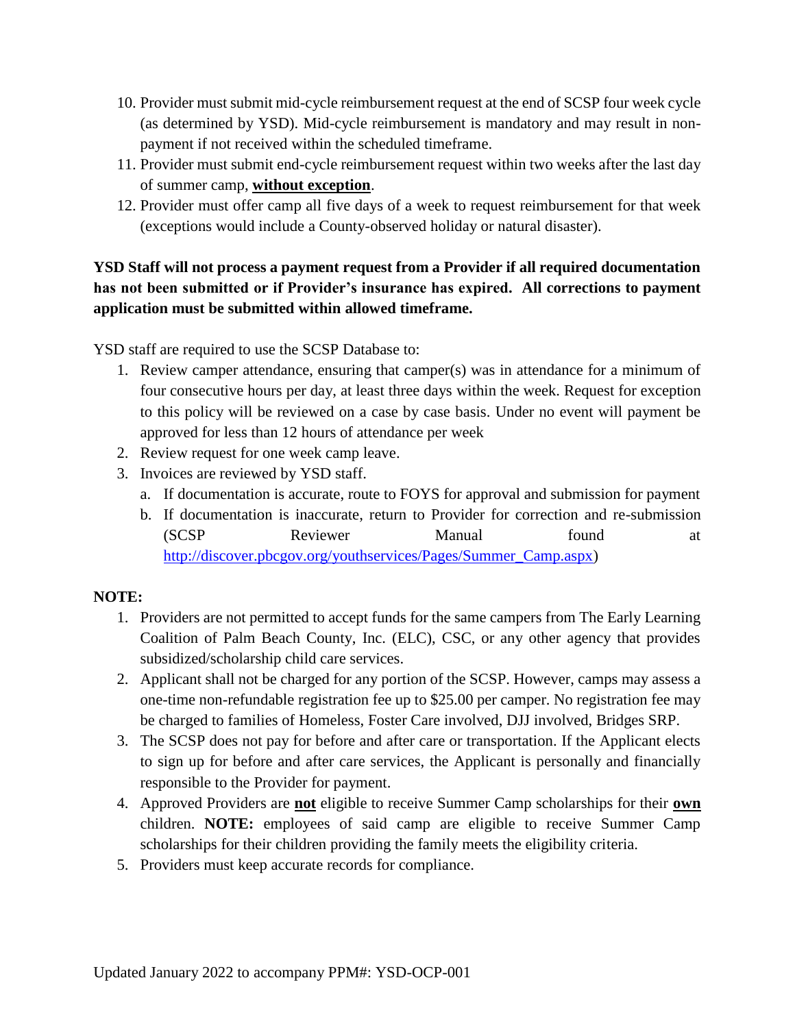10. Provider must submit mid-cycle reimbursement request at the end of SCSP four week cycle (as determined by YSD). Mid-cycle reimbursement is mandatory and may result in non-payment if not received within the scheduled timeframe.
11. Provider must submit end-cycle reimbursement request within two weeks after the last day of summer camp, **without exception**.
12. Provider must offer camp all five days of a week to request reimbursement for that week (exceptions would include a County-observed holiday or natural disaster).

**YSD Staff will not process a payment request from a Provider if all required documentation has not been submitted or if Provider's insurance has expired. All corrections to payment application must be submitted within allowed timeframe.**

YSD staff are required to use the SCSP Database to:

1. Review camper attendance, ensuring that camper(s) was in attendance for a minimum of four consecutive hours per day, at least three days within the week. Request for exception to this policy will be reviewed on a case by case basis. Under no event will payment be approved for less than 12 hours of attendance per week
2. Review request for one week camp leave.
3. Invoices are reviewed by YSD staff.
   a. If documentation is accurate, route to FOYS for approval and submission for payment
   b. If documentation is inaccurate, return to Provider for correction and re-submission (SCSP Reviewer Manual found at http://discover.pbcgov.org/youthservices/Pages/Summer_Camp.aspx)

**NOTE:**

1. Providers are not permitted to accept funds for the same campers from The Early Learning Coalition of Palm Beach County, Inc. (ELC), CSC, or any other agency that provides subsidized/scholarship child care services.
2. Applicant shall not be charged for any portion of the SCSP. However, camps may assess a one-time non-refundable registration fee up to $25.00 per camper. No registration fee may be charged to families of Homeless, Foster Care involved, DJJ involved, Bridges SRP.
3. The SCSP does not pay for before and after care or transportation. If the Applicant elects to sign up for before and after care services, the Applicant is personally and financially responsible to the Provider for payment.
4. Approved Providers are **not** eligible to receive Summer Camp scholarships for their **own** children. **NOTE:** employees of said camp are eligible to receive Summer Camp scholarships for their children providing the family meets the eligibility criteria.
5. Providers must keep accurate records for compliance.

Updated January 2022 to accompany PPM#: YSD-OCP-001